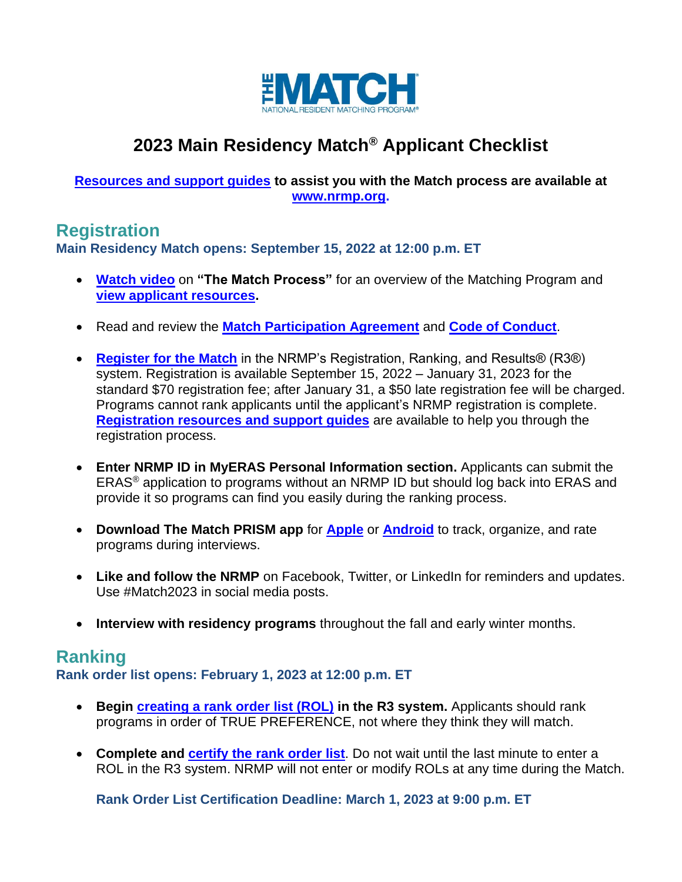# 2023 Main Residency Match® Applicant Checklist

**Resources and support guides to assist you with the Match process are available at www.nrmp.org.**

## Registration

### Main Residency Match opens: September 15, 2022 at 12:00 p.m. ET

- **Watch video** on **"The Match Process"** for an overview of the Matching Program and **view applicant resources.**
- Read and review the **Match Participation Agreement** and **Code of Conduct**.
- **Register for the Match** in the NRMP's Registration, Ranking, and Results® (R3®) system. Registration is available September 15, 2022 – January 31, 2023 for the standard $70 registration fee; after January 31, a $50 late registration fee will be charged. Programs cannot rank applicants until the applicant's NRMP registration is complete. **Registration resources and support guides** are available to help you through the registration process.
- **Enter NRMP ID in MyERAS Personal Information section.** Applicants can submit the ERAS® application to programs without an NRMP ID but should log back into ERAS and provide it so programs can find you easily during the ranking process.
- **Download The Match PRISM app** for **Apple** or **Android** to track, organize, and rate programs during interviews.
- **Like and follow the NRMP** on Facebook, Twitter, or LinkedIn for reminders and updates. Use #Match2023 in social media posts.
- **Interview with residency programs** throughout the fall and early winter months.

## Ranking

### Rank order list opens: February 1, 2023 at 12:00 p.m. ET

- **Begin creating a rank order list (ROL) in the R3 system.** Applicants should rank programs in order of TRUE PREFERENCE, not where they think they will match.
- **Complete and certify the rank order list**. Do not wait until the last minute to enter a ROL in the R3 system. NRMP will not enter or modify ROLs at any time during the Match.

**Rank Order List Certification Deadline: March 1, 2023 at 9:00 p.m. ET**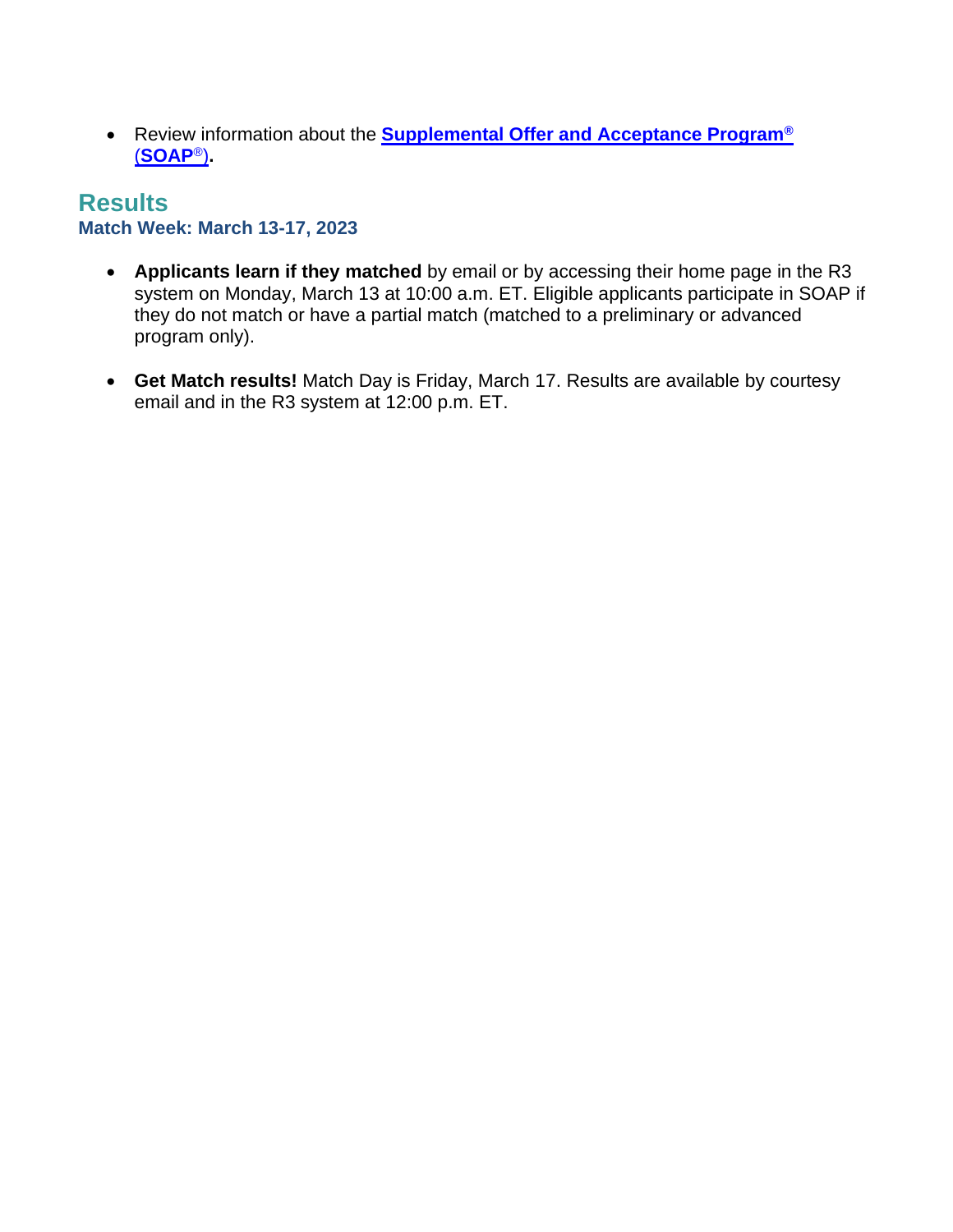- Review information about the **Supplemental Offer and Acceptance Program® (SOAP®).**

## Results

### Match Week: March 13-17, 2023

- **Applicants learn if they matched** by email or by accessing their home page in the R3 system on Monday, March 13 at 10:00 a.m. ET. Eligible applicants participate in SOAP if they do not match or have a partial match (matched to a preliminary or advanced program only).

- **Get Match results!** Match Day is Friday, March 17. Results are available by courtesy email and in the R3 system at 12:00 p.m. ET.